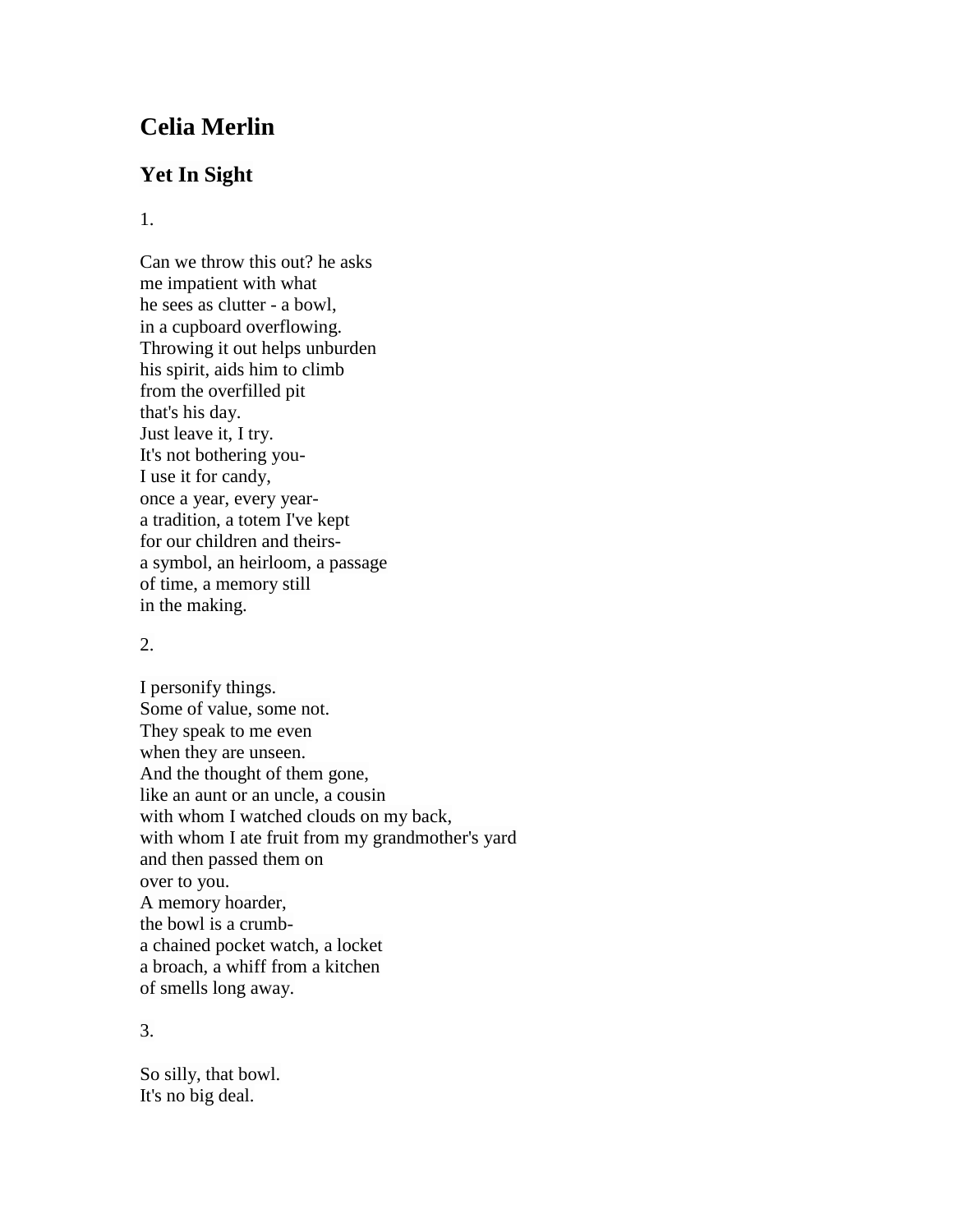# Celia Merlin

## Yet In Sight

1.

Can we throw this out? he asks
me impatient with what
he sees as clutter - a bowl,
in a cupboard overflowing.
Throwing it out helps unburden
his spirit, aids him to climb
from the overfilled pit
that's his day.
Just leave it, I try.
It's not bothering you-
I use it for candy,
once a year, every year-
a tradition, a totem I've kept
for our children and theirs-
a symbol, an heirloom, a passage
of time, a memory still
in the making.

2.

I personify things.
Some of value, some not.
They speak to me even
when they are unseen.
And the thought of them gone,
like an aunt or an uncle, a cousin
with whom I watched clouds on my back,
with whom I ate fruit from my grandmother's yard
and then passed them on
over to you.
A memory hoarder,
the bowl is a crumb-
a chained pocket watch, a locket
a broach, a whiff from a kitchen
of smells long away.

3.

So silly, that bowl.
It's no big deal.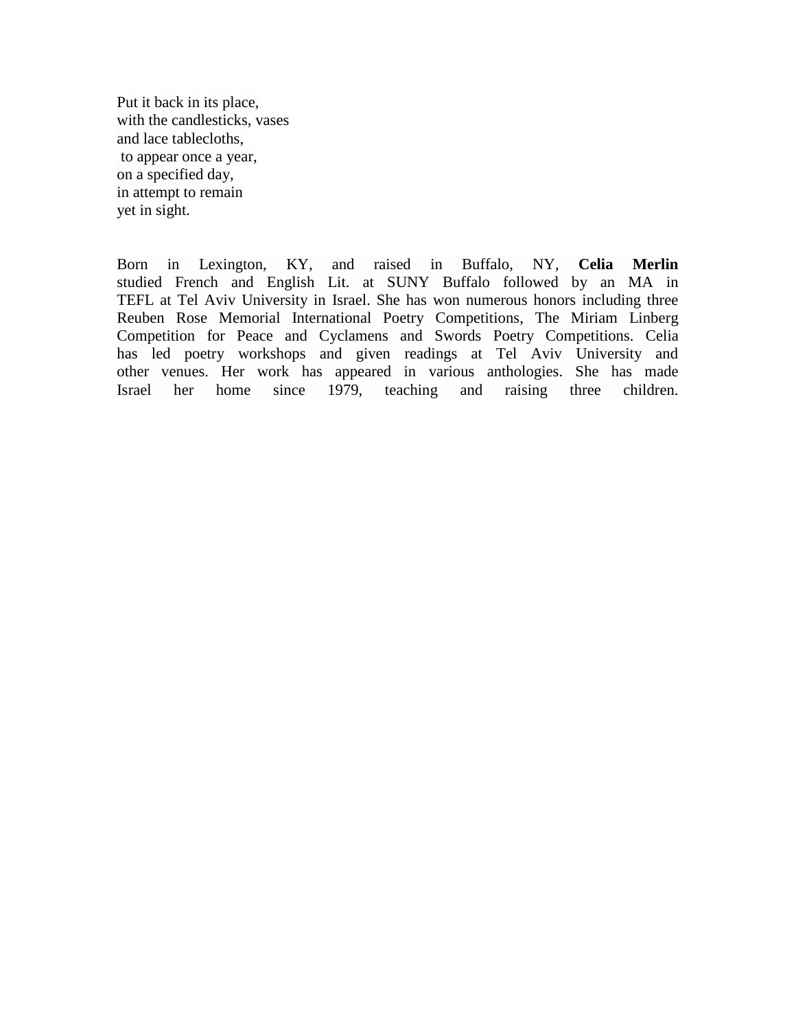Put it back in its place,  
with the candlesticks, vases  
and lace tablecloths,  
to appear once a year,  
on a specified day,  
in attempt to remain  
yet in sight.

Born in Lexington, KY, and raised in Buffalo, NY, **Celia Merlin** studied French and English Lit. at SUNY Buffalo followed by an MA in TEFL at Tel Aviv University in Israel. She has won numerous honors including three Reuben Rose Memorial International Poetry Competitions, The Miriam Linberg Competition for Peace and Cyclamens and Swords Poetry Competitions. Celia has led poetry workshops and given readings at Tel Aviv University and other venues. Her work has appeared in various anthologies. She has made Israel her home since 1979, teaching and raising three children.